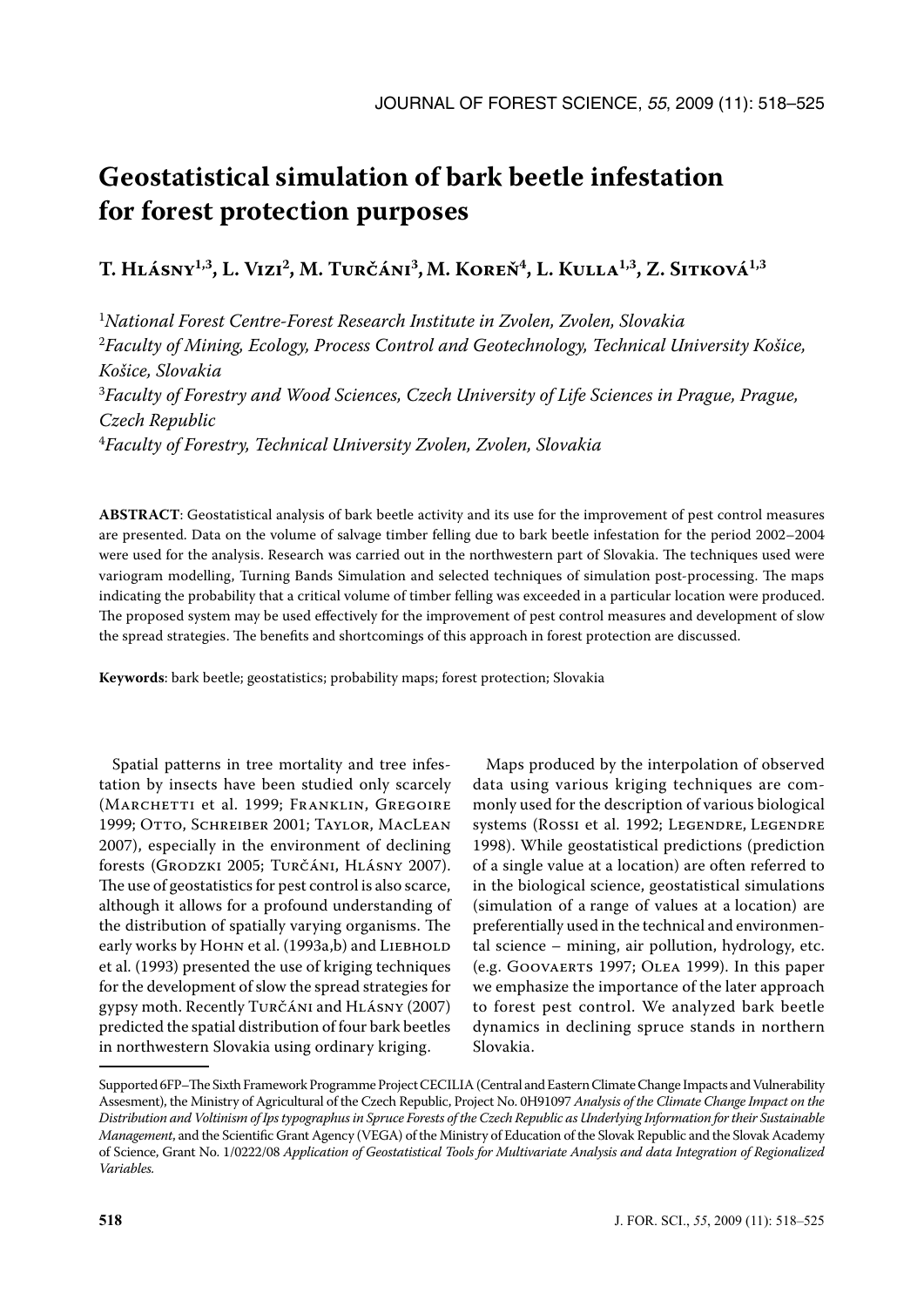# Geostatistical simulation of bark beetle infestation for forest protection purposes

**T. Hlásny[1,3], L. Vizi[2], M. Turčáni[3], M. Koreň[4], L. Kulla[1,3], Z. Sitková[1,3]**

[1]*National Forest Centre-Forest Research Institute in Zvolen, Zvolen, Slovakia*
[2]*Faculty of Mining, Ecology, Process Control and Geotechnology, Technical University Košice, Košice, Slovakia*
[3]*Faculty of Forestry and Wood Sciences, Czech University of Life Sciences in Prague, Prague, Czech Republic*
[4]*Faculty of Forestry, Technical University Zvolen, Zvolen, Slovakia*

**ABSTRACT**: Geostatistical analysis of bark beetle activity and its use for the improvement of pest control measures are presented. Data on the volume of salvage timber felling due to bark beetle infestation for the period 2002–2004 were used for the analysis. Research was carried out in the northwestern part of Slovakia. The techniques used were variogram modelling, Turning Bands Simulation and selected techniques of simulation post-processing. The maps indicating the probability that a critical volume of timber felling was exceeded in a particular location were produced. The proposed system may be used effectively for the improvement of pest control measures and development of slow the spread strategies. The benefits and shortcomings of this approach in forest protection are discussed.

**Keywords**: bark beetle; geostatistics; probability maps; forest protection; Slovakia

Spatial patterns in tree mortality and tree infestation by insects have been studied only scarcely (Marchetti et al. 1999; Franklin, Gregoire 1999; Otto, Schreiber 2001; Taylor, MacLean 2007), especially in the environment of declining forests (Grodzki 2005; Turčáni, Hlásny 2007). The use of geostatistics for pest control is also scarce, although it allows for a profound understanding of the distribution of spatially varying organisms. The early works by Hohn et al. (1993a,b) and Liebhold et al. (1993) presented the use of kriging techniques for the development of slow the spread strategies for gypsy moth. Recently Turčáni and Hlásny (2007) predicted the spatial distribution of four bark beetles in northwestern Slovakia using ordinary kriging.

Maps produced by the interpolation of observed data using various kriging techniques are commonly used for the description of various biological systems (Rossi et al. 1992; Legendre, Legendre 1998). While geostatistical predictions (prediction of a single value at a location) are often referred to in the biological science, geostatistical simulations (simulation of a range of values at a location) are preferentially used in the technical and environmental science – mining, air pollution, hydrology, etc. (e.g. Goovaerts 1997; Olea 1999). In this paper we emphasize the importance of the later approach to forest pest control. We analyzed bark beetle dynamics in declining spruce stands in northern Slovakia.

---

Supported 6FP–The Sixth Framework Programme Project CECILIA (Central and Eastern Climate Change Impacts and Vulnerability Assesment), the Ministry of Agricultural of the Czech Republic, Project No. 0H91097 *Analysis of the Climate Change Impact on the Distribution and Voltinism of Ips typographus in Spruce Forests of the Czech Republic as Underlying Information for their Sustainable Management*, and the Scientific Grant Agency (VEGA) of the Ministry of Education of the Slovak Republic and the Slovak Academy of Science, Grant No. 1/0222/08 *Application of Geostatistical Tools for Multivariate Analysis and data Integration of Regionalized Variables.*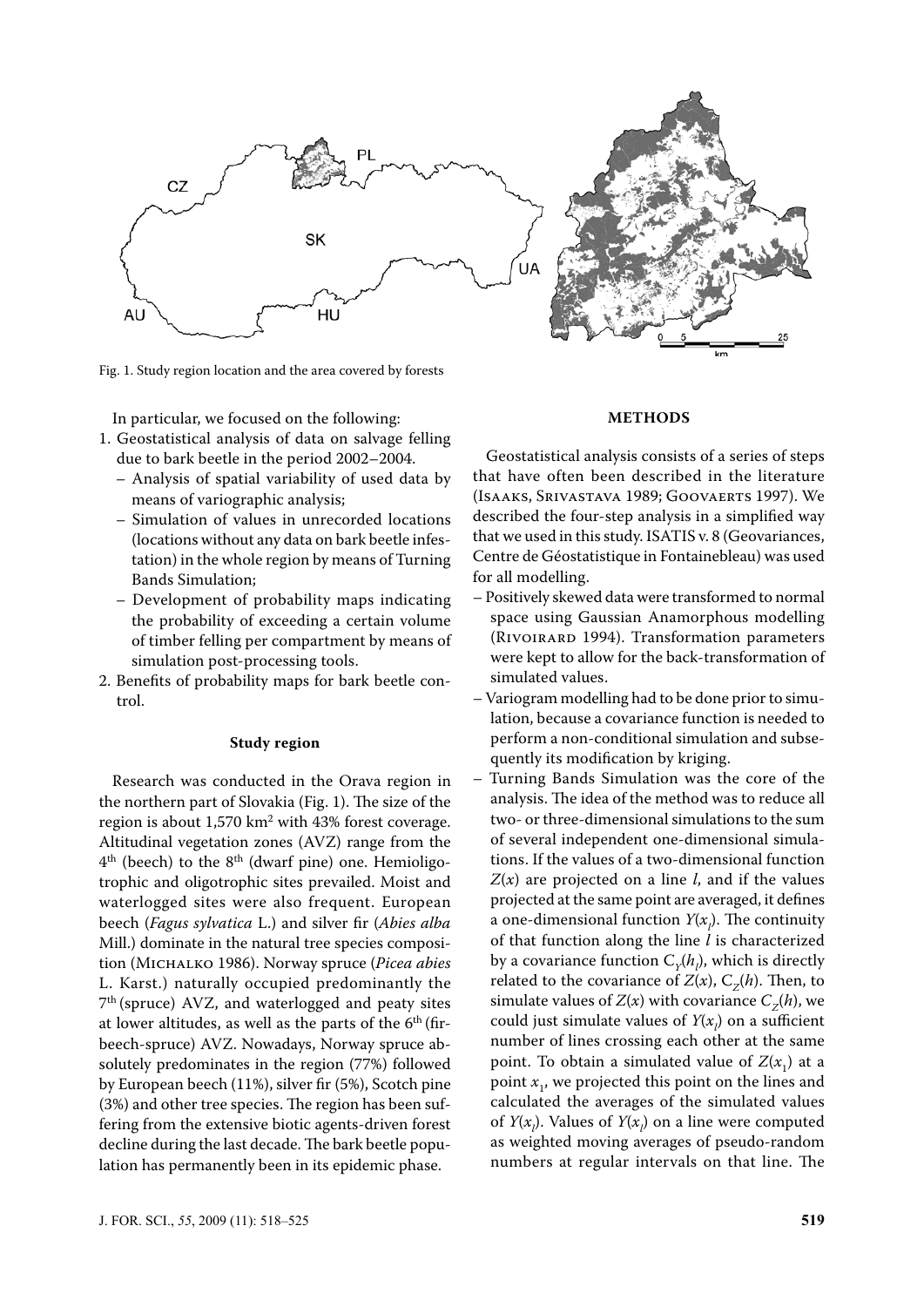Fig. 1. Study region location and the area covered by forests

In particular, we focused on the following:

1. Geostatistical analysis of data on salvage felling due to bark beetle in the period 2002–2004.
   - Analysis of spatial variability of used data by means of variographic analysis;
   - Simulation of values in unrecorded locations (locations without any data on bark beetle infestation) in the whole region by means of Turning Bands Simulation;
   - Development of probability maps indicating the probability of exceeding a certain volume of timber felling per compartment by means of simulation post-processing tools.
2. Benefits of probability maps for bark beetle control.

### Study region

Research was conducted in the Orava region in the northern part of Slovakia (Fig. 1). The size of the region is about 1,570 km$^2$ with 43% forest coverage. Altitudinal vegetation zones (AVZ) range from the 4$^{th}$ (beech) to the 8$^{th}$ (dwarf pine) one. Hemioligotrophic and oligotrophic sites prevailed. Moist and waterlogged sites were also frequent. European beech (*Fagus sylvatica* L.) and silver fir (*Abies alba* Mill.) dominate in the natural tree species composition (Michalko 1986). Norway spruce (*Picea abies* L. Karst.) naturally occupied predominantly the 7$^{th}$ (spruce) AVZ, and waterlogged and peaty sites at lower altitudes, as well as the parts of the 6$^{th}$ (fir-beech-spruce) AVZ. Nowadays, Norway spruce absolutely predominates in the region (77%) followed by European beech (11%), silver fir (5%), Scotch pine (3%) and other tree species. The region has been suffering from the extensive biotic agents-driven forest decline during the last decade. The bark beetle population has permanently been in its epidemic phase.

## METHODS

Geostatistical analysis consists of a series of steps that have often been described in the literature (Isaaks, Srivastava 1989; Goovaerts 1997). We described the four-step analysis in a simplified way that we used in this study. ISATIS v. 8 (Geovariances, Centre de Géostatistique in Fontainebleau) was used for all modelling.

- Positively skewed data were transformed to normal space using Gaussian Anamorphous modelling (Rivoirard 1994). Transformation parameters were kept to allow for the back-transformation of simulated values.
- Variogram modelling had to be done prior to simulation, because a covariance function is needed to perform a non-conditional simulation and subsequently its modification by kriging.
- Turning Bands Simulation was the core of the analysis. The idea of the method was to reduce all two- or three-dimensional simulations to the sum of several independent one-dimensional simulations. If the values of a two-dimensional function $Z(x)$ are projected on a line $l$, and if the values projected at the same point are averaged, it defines a one-dimensional function $Y(x_l)$. The continuity of that function along the line $l$ is characterized by a covariance function $C_Y(h_l)$, which is directly related to the covariance of $Z(x)$, $C_Z(h)$. Then, to simulate values of $Z(x)$ with covariance $C_Z(h)$, we could just simulate values of $Y(x_l)$ on a sufficient number of lines crossing each other at the same point. To obtain a simulated value of $Z(x_1)$ at a point $x_1$, we projected this point on the lines and calculated the averages of the simulated values of $Y(x_l)$. Values of $Y(x_l)$ on a line were computed as weighted moving averages of pseudo-random numbers at regular intervals on that line. The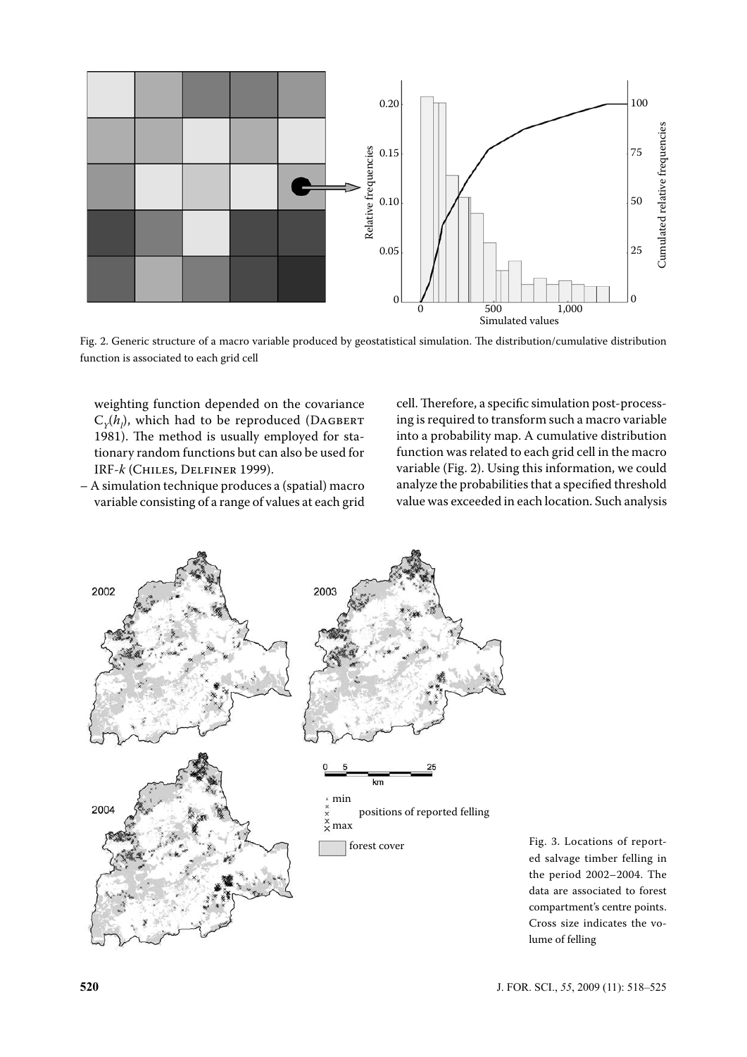Fig. 2. Generic structure of a macro variable produced by geostatistical simulation. The distribution/cumulative distribution function is associated to each grid cell

weighting function depended on the covariance $C_Y(h_l)$, which had to be reproduced (Dagbert 1981). The method is usually employed for stationary random functions but can also be used for IRF-*k* (Chiles, Delfiner 1999).

– A simulation technique produces a (spatial) macro variable consisting of a range of values at each grid cell. Therefore, a specific simulation post-processing is required to transform such a macro variable into a probability map. A cumulative distribution function was related to each grid cell in the macro variable (Fig. 2). Using this information, we could analyze the probabilities that a specified threshold value was exceeded in each location. Such analysis

Fig. 3. Locations of reported salvage timber felling in the period 2002–2004. The data are associated to forest compartment's centre points. Cross size indicates the volume of felling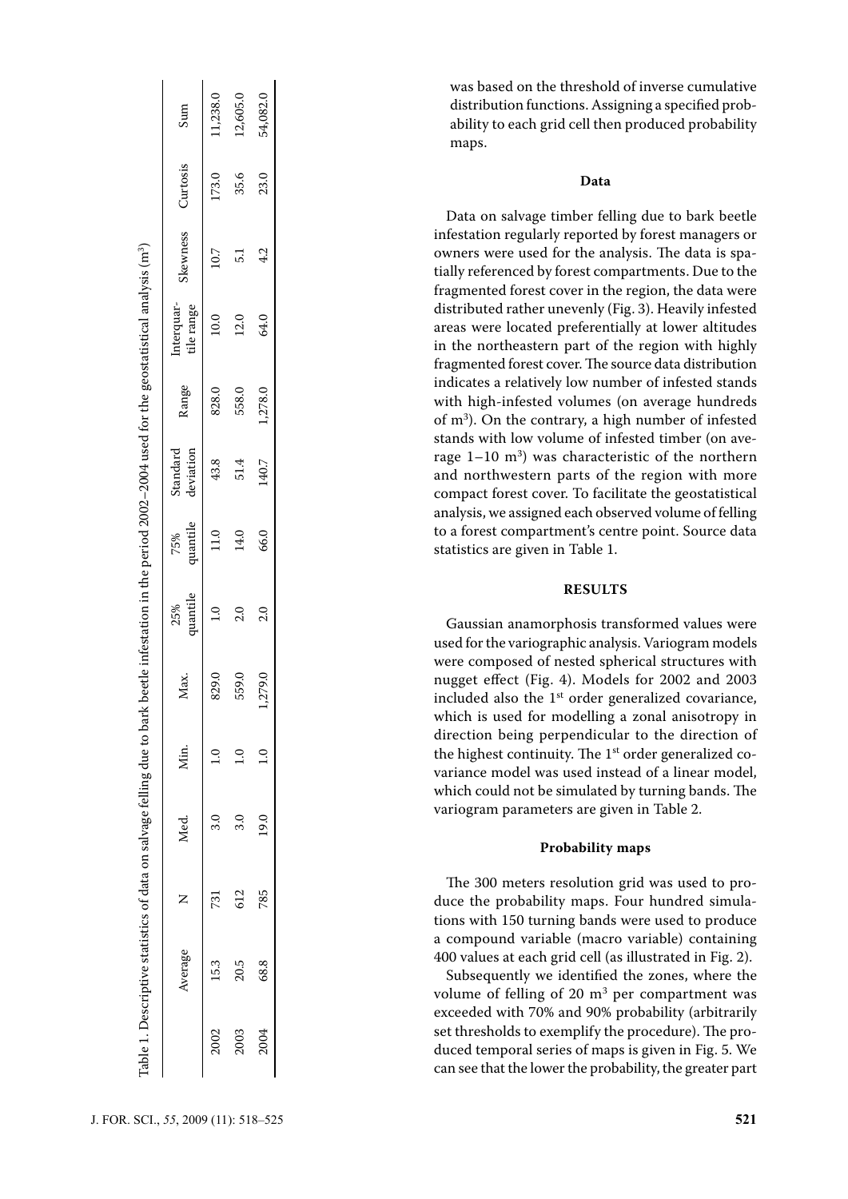Table 1. Descriptive statistics of data on salvage felling due to bark beetle infestation in the period 2002–2004 used for the geostatistical analysis (m$^3$)

| | Average | N | Med. | Min. | Max. | 25% quantile | 75% quantile | Standard deviation | Range | Interquartile range | Skewness | Curtosis | Sum |
|---|---|---|---|---|---|---|---|---|---|---|---|---|---|
| 2002 | 15.3 | 731 | 3.0 | 1.0 | 829.0 | 1.0 | 11.0 | 43.8 | 828.0 | 10.0 | 10.7 | 173.0 | 11,238.0 |
| 2003 | 20.5 | 612 | 3.0 | 1.0 | 559.0 | 2.0 | 14.0 | 51.4 | 558.0 | 12.0 | 5.1 | 35.6 | 12,605.0 |
| 2004 | 68.8 | 785 | 19.0 | 1.0 | 1,279.0 | 2.0 | 66.0 | 140.7 | 1,278.0 | 64.0 | 4.2 | 23.0 | 54,082.0 |

was based on the threshold of inverse cumulative distribution functions. Assigning a specified probability to each grid cell then produced probability maps.

### Data

Data on salvage timber felling due to bark beetle infestation regularly reported by forest managers or owners were used for the analysis. The data is spatially referenced by forest compartments. Due to the fragmented forest cover in the region, the data were distributed rather unevenly (Fig. 3). Heavily infested areas were located preferentially at lower altitudes in the northeastern part of the region with highly fragmented forest cover. The source data distribution indicates a relatively low number of infested stands with high-infested volumes (on average hundreds of m$^3$). On the contrary, a high number of infested stands with low volume of infested timber (on average 1–10 m$^3$) was characteristic of the northern and northwestern parts of the region with more compact forest cover. To facilitate the geostatistical analysis, we assigned each observed volume of felling to a forest compartment's centre point. Source data statistics are given in Table 1.

## RESULTS

Gaussian anamorphosis transformed values were used for the variographic analysis. Variogram models were composed of nested spherical structures with nugget effect (Fig. 4). Models for 2002 and 2003 included also the 1$^{st}$ order generalized covariance, which is used for modelling a zonal anisotropy in direction being perpendicular to the direction of the highest continuity. The 1$^{st}$ order generalized covariance model was used instead of a linear model, which could not be simulated by turning bands. The variogram parameters are given in Table 2.

### Probability maps

The 300 meters resolution grid was used to produce the probability maps. Four hundred simulations with 150 turning bands were used to produce a compound variable (macro variable) containing 400 values at each grid cell (as illustrated in Fig. 2).

Subsequently we identified the zones, where the volume of felling of 20 m$^3$ per compartment was exceeded with 70% and 90% probability (arbitrarily set thresholds to exemplify the procedure). The produced temporal series of maps is given in Fig. 5. We can see that the lower the probability, the greater part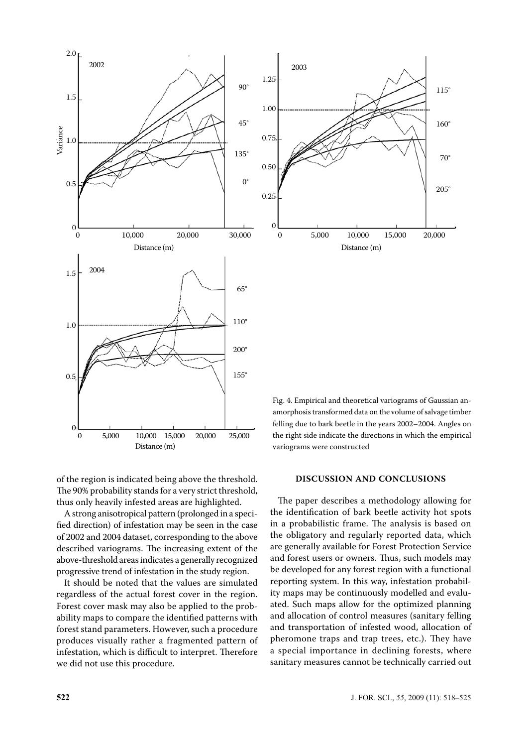Fig. 4. Empirical and theoretical variograms of Gaussian anamorphosis transformed data on the volume of salvage timber felling due to bark beetle in the years 2002–2004. Angles on the right side indicate the directions in which the empirical variograms were constructed

of the region is indicated being above the threshold. The 90% probability stands for a very strict threshold, thus only heavily infested areas are highlighted.

A strong anisotropical pattern (prolonged in a specified direction) of infestation may be seen in the case of 2002 and 2004 dataset, corresponding to the above described variograms. The increasing extent of the above-threshold areas indicates a generally recognized progressive trend of infestation in the study region.

It should be noted that the values are simulated regardless of the actual forest cover in the region. Forest cover mask may also be applied to the probability maps to compare the identified patterns with forest stand parameters. However, such a procedure produces visually rather a fragmented pattern of infestation, which is difficult to interpret. Therefore we did not use this procedure.

## DISCUSSION AND CONCLUSIONS

The paper describes a methodology allowing for the identification of bark beetle activity hot spots in a probabilistic frame. The analysis is based on the obligatory and regularly reported data, which are generally available for Forest Protection Service and forest users or owners. Thus, such models may be developed for any forest region with a functional reporting system. In this way, infestation probability maps may be continuously modelled and evaluated. Such maps allow for the optimized planning and allocation of control measures (sanitary felling and transportation of infested wood, allocation of pheromone traps and trap trees, etc.). They have a special importance in declining forests, where sanitary measures cannot be technically carried out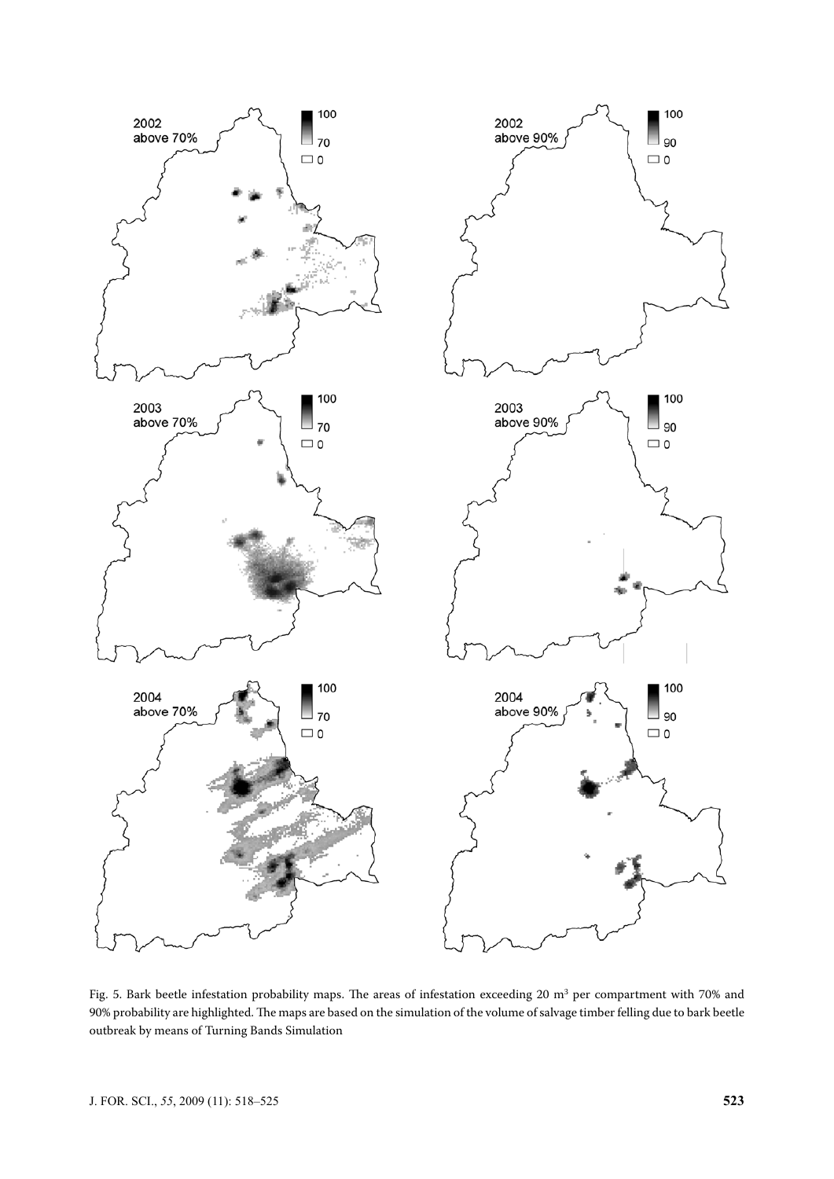Fig. 5. Bark beetle infestation probability maps. The areas of infestation exceeding 20 m$^3$ per compartment with 70% and 90% probability are highlighted. The maps are based on the simulation of the volume of salvage timber felling due to bark beetle outbreak by means of Turning Bands Simulation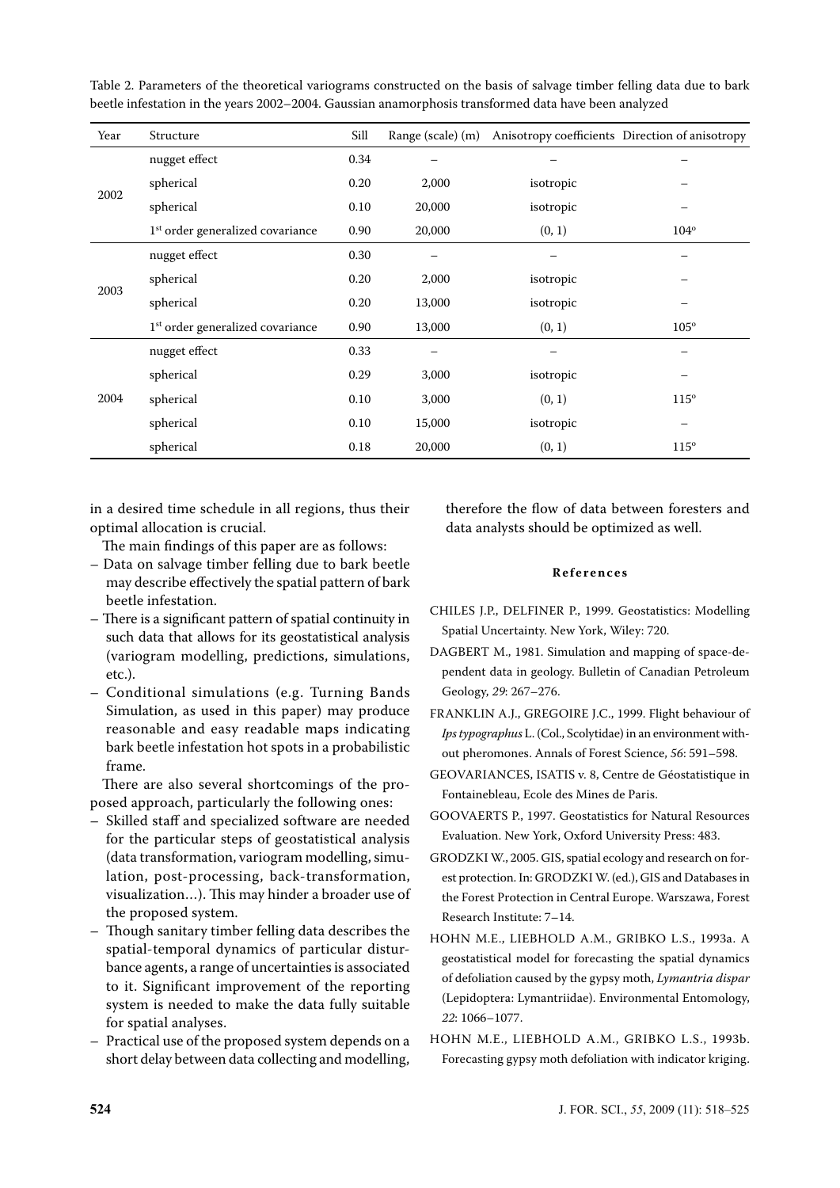Table 2. Parameters of the theoretical variograms constructed on the basis of salvage timber felling data due to bark beetle infestation in the years 2002–2004. Gaussian anamorphosis transformed data have been analyzed

| Year | Structure | Sill | Range (scale) (m) | Anisotropy coefficients | Direction of anisotropy |
|---|---|---|---|---|---|
| 2002 | nugget effect | 0.34 | – | – | – |
| | spherical | 0.20 | 2,000 | isotropic | – |
| | spherical | 0.10 | 20,000 | isotropic | – |
| | 1st order generalized covariance | 0.90 | 20,000 | (0, 1) | 104° |
| 2003 | nugget effect | 0.30 | – | – | – |
| | spherical | 0.20 | 2,000 | isotropic | – |
| | spherical | 0.20 | 13,000 | isotropic | – |
| | 1st order generalized covariance | 0.90 | 13,000 | (0, 1) | 105° |
| 2004 | nugget effect | 0.33 | – | – | – |
| | spherical | 0.29 | 3,000 | isotropic | – |
| | spherical | 0.10 | 3,000 | (0, 1) | 115° |
| | spherical | 0.10 | 15,000 | isotropic | – |
| | spherical | 0.18 | 20,000 | (0, 1) | 115° |

in a desired time schedule in all regions, thus their optimal allocation is crucial.

The main findings of this paper are as follows:

- Data on salvage timber felling due to bark beetle may describe effectively the spatial pattern of bark beetle infestation.
- There is a significant pattern of spatial continuity in such data that allows for its geostatistical analysis (variogram modelling, predictions, simulations, etc.).
- Conditional simulations (e.g. Turning Bands Simulation, as used in this paper) may produce reasonable and easy readable maps indicating bark beetle infestation hot spots in a probabilistic frame.

There are also several shortcomings of the proposed approach, particularly the following ones:

- Skilled staff and specialized software are needed for the particular steps of geostatistical analysis (data transformation, variogram modelling, simulation, post-processing, back-transformation, visualization...). This may hinder a broader use of the proposed system.
- Though sanitary timber felling data describes the spatial-temporal dynamics of particular disturbance agents, a range of uncertainties is associated to it. Significant improvement of the reporting system is needed to make the data fully suitable for spatial analyses.
- Practical use of the proposed system depends on a short delay between data collecting and modelling, therefore the flow of data between foresters and data analysts should be optimized as well.

## References

CHILES J.P., DELFINER P., 1999. Geostatistics: Modelling Spatial Uncertainty. New York, Wiley: 720.

DAGBERT M., 1981. Simulation and mapping of space-dependent data in geology. Bulletin of Canadian Petroleum Geology, *29*: 267–276.

FRANKLIN A.J., GREGOIRE J.C., 1999. Flight behaviour of *Ips typographus* L. (Col., Scolytidae) in an environment without pheromones. Annals of Forest Science, *56*: 591–598.

GEOVARIANCES, ISATIS v. 8, Centre de Géostatistique in Fontainebleau, Ecole des Mines de Paris.

GOOVAERTS P., 1997. Geostatistics for Natural Resources Evaluation. New York, Oxford University Press: 483.

GRODZKI W., 2005. GIS, spatial ecology and research on forest protection. In: GRODZKI W. (ed.), GIS and Databases in the Forest Protection in Central Europe. Warszawa, Forest Research Institute: 7–14.

HOHN M.E., LIEBHOLD A.M., GRIBKO L.S., 1993a. A geostatistical model for forecasting the spatial dynamics of defoliation caused by the gypsy moth, *Lymantria dispar* (Lepidoptera: Lymantriidae). Environmental Entomology, *22*: 1066–1077.

HOHN M.E., LIEBHOLD A.M., GRIBKO L.S., 1993b. Forecasting gypsy moth defoliation with indicator kriging.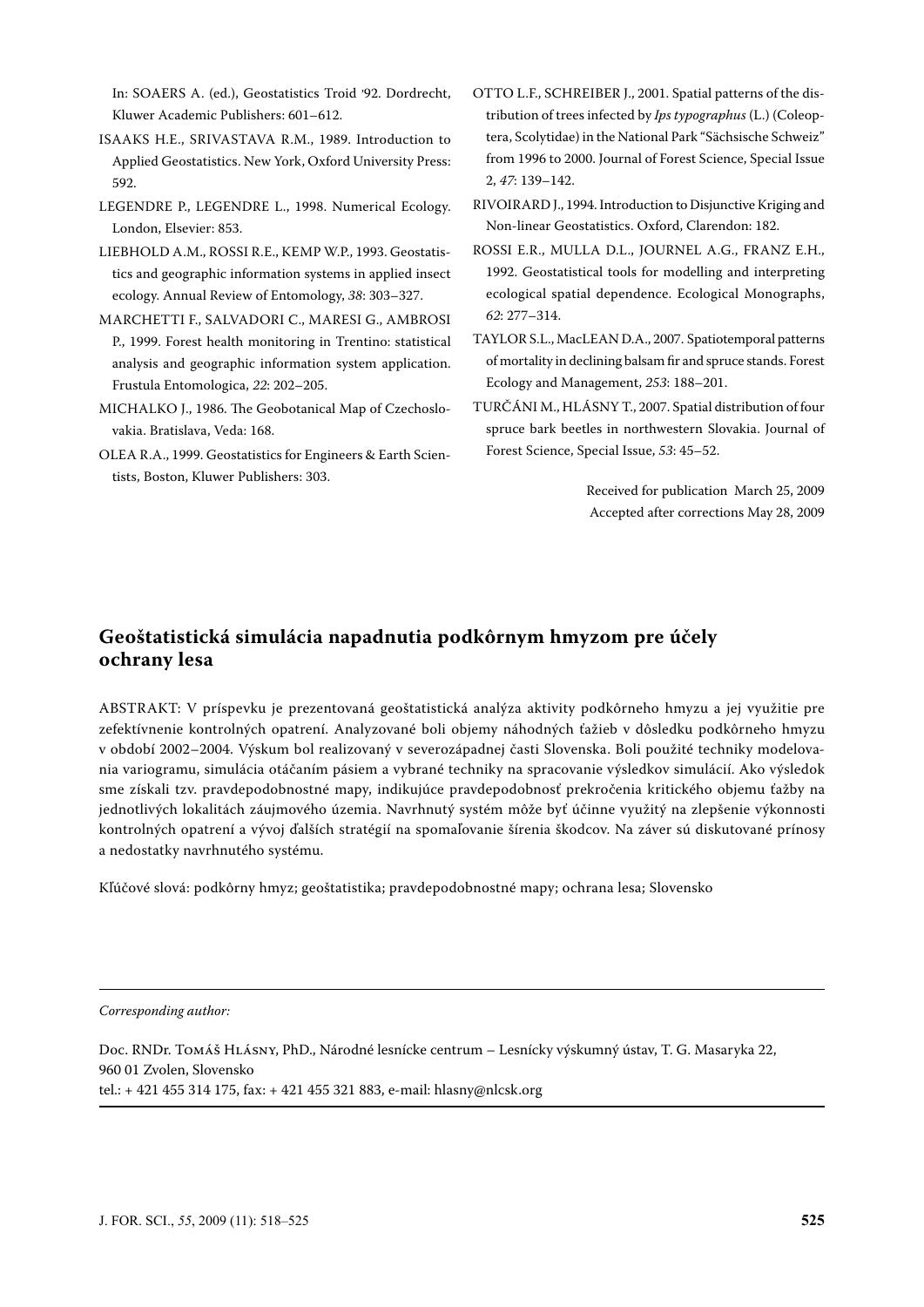In: SOAERS A. (ed.), Geostatistics Troid '92. Dordrecht, Kluwer Academic Publishers: 601–612.

ISAAKS H.E., SRIVASTAVA R.M., 1989. Introduction to Applied Geostatistics. New York, Oxford University Press: 592.

LEGENDRE P., LEGENDRE L., 1998. Numerical Ecology. London, Elsevier: 853.

LIEBHOLD A.M., ROSSI R.E., KEMP W.P., 1993. Geostatistics and geographic information systems in applied insect ecology. Annual Review of Entomology, *38*: 303–327.

MARCHETTI F., SALVADORI C., MARESI G., AMBROSI P., 1999. Forest health monitoring in Trentino: statistical analysis and geographic information system application. Frustula Entomologica, *22*: 202–205.

MICHALKO J., 1986. The Geobotanical Map of Czechoslovakia. Bratislava, Veda: 168.

OLEA R.A., 1999. Geostatistics for Engineers & Earth Scientists, Boston, Kluwer Publishers: 303.

OTTO L.F., SCHREIBER J., 2001. Spatial patterns of the distribution of trees infected by *Ips typographus* (L.) (Coleoptera, Scolytidae) in the National Park "Sächsische Schweiz" from 1996 to 2000. Journal of Forest Science, Special Issue 2, *47*: 139–142.

RIVOIRARD J., 1994. Introduction to Disjunctive Kriging and Non-linear Geostatistics. Oxford, Clarendon: 182.

ROSSI E.R., MULLA D.L., JOURNEL A.G., FRANZ E.H., 1992. Geostatistical tools for modelling and interpreting ecological spatial dependence. Ecological Monographs, *62*: 277–314.

TAYLOR S.L., MacLEAN D.A., 2007. Spatiotemporal patterns of mortality in declining balsam fir and spruce stands. Forest Ecology and Management, *253*: 188–201.

TURČÁNI M., HLÁSNY T., 2007. Spatial distribution of four spruce bark beetles in northwestern Slovakia. Journal of Forest Science, Special Issue, *53*: 45–52.

Received for publication March 25, 2009
Accepted after corrections May 28, 2009

## Geoštatistická simulácia napadnutia podkôrnym hmyzom pre účely ochrany lesa

ABSTRAKT: V príspevku je prezentovaná geoštatistická analýza aktivity podkôrneho hmyzu a jej využitie pre zefektívnenie kontrolných opatrení. Analyzované boli objemy náhodných ťažieb v dôsledku podkôrneho hmyzu v období 2002–2004. Výskum bol realizovaný v severozápadnej časti Slovenska. Boli použité techniky modelovania variogramu, simulácia otáčaním pásiem a vybrané techniky na spracovanie výsledkov simulácií. Ako výsledok sme získali tzv. pravdepodobnostné mapy, indikujúce pravdepodobnosť prekročenia kritického objemu ťažby na jednotlivých lokalitách záujmového územia. Navrhnutý systém môže byť účinne využitý na zlepšenie výkonnosti kontrolných opatrení a vývoj ďalších stratégií na spomaľovanie šírenia škodcov. Na záver sú diskutované prínosy a nedostatky navrhnutého systému.

Kľúčové slová: podkôrny hmyz; geoštatistika; pravdepodobnostné mapy; ochrana lesa; Slovensko

*Corresponding author:*

Doc. RNDr. Tomáš Hlásny, PhD., Národné lesnícke centrum – Lesnícky výskumný ústav, T. G. Masaryka 22, 960 01 Zvolen, Slovensko
tel.: + 421 455 314 175, fax: + 421 455 321 883, e-mail: hlasny@nlcsk.org